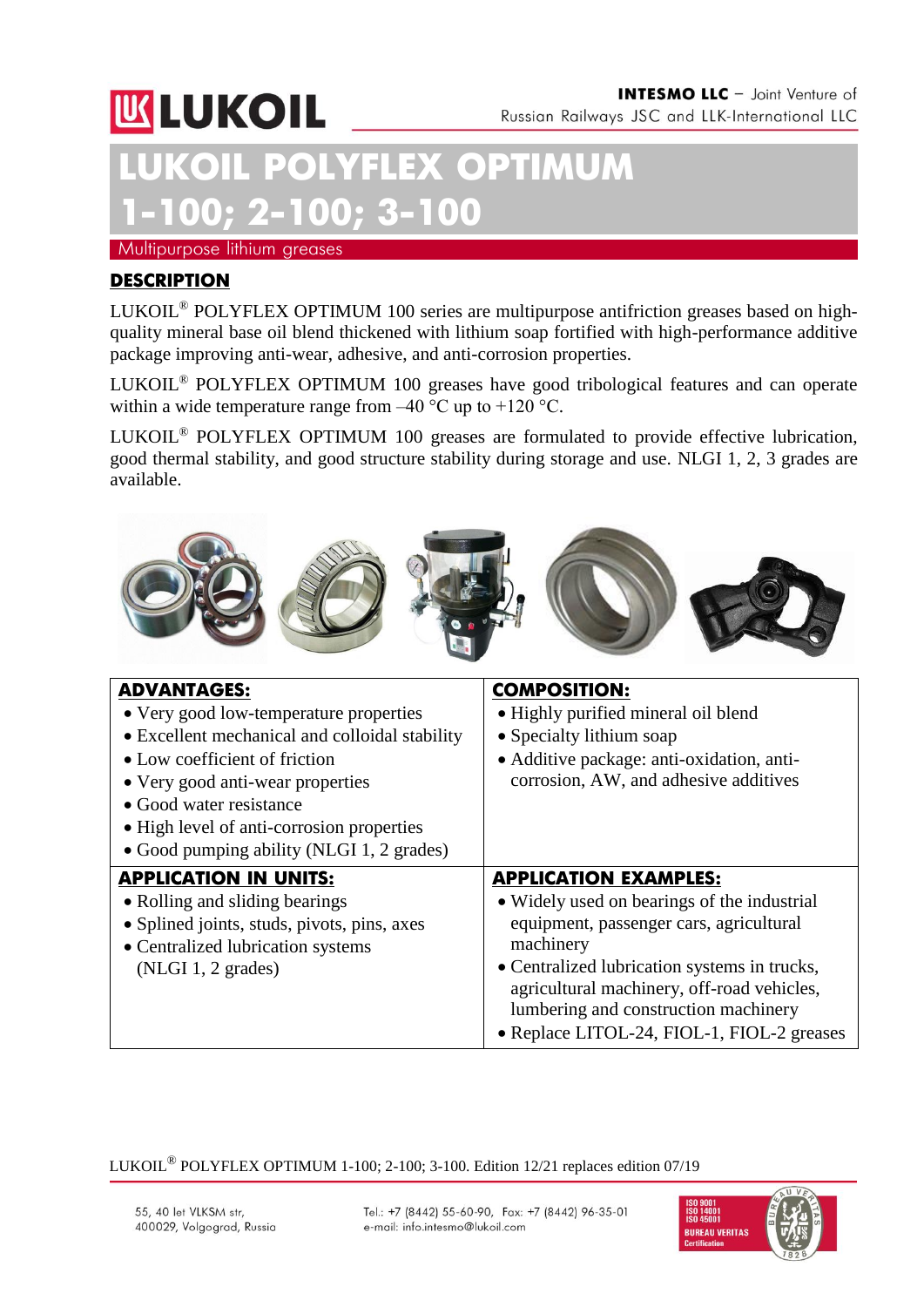**INTESMO LLC** – Joint Venture of Russian Railways JSC and LLK-International LLC

# LUKOIL POLYFLEX OPTIMUM 1-100; 2-100; 3-100

Multipurpose lithium greases

## DESCRIPTION

LUKOIL® POLYFLEX OPTIMUM 100 series are multipurpose antifriction greases based on high-quality mineral base oil blend thickened with lithium soap fortified with high-performance additive package improving anti-wear, adhesive, and anti-corrosion properties.

LUKOIL® POLYFLEX OPTIMUM 100 greases have good tribological features and can operate within a wide temperature range from –40 °C up to +120 °C.

LUKOIL® POLYFLEX OPTIMUM 100 greases are formulated to provide effective lubrication, good thermal stability, and good structure stability during storage and use. NLGI 1, 2, 3 grades are available.

| **ADVANTAGES:** | **COMPOSITION:** |
|---|---|
| • Very good low-temperature properties<br>• Excellent mechanical and colloidal stability<br>• Low coefficient of friction<br>• Very good anti-wear properties<br>• Good water resistance<br>• High level of anti-corrosion properties<br>• Good pumping ability (NLGI 1, 2 grades) | • Highly purified mineral oil blend<br>• Specialty lithium soap<br>• Additive package: anti-oxidation, anti-corrosion, AW, and adhesive additives |
| **APPLICATION IN UNITS:** | **APPLICATION EXAMPLES:** |
| • Rolling and sliding bearings<br>• Splined joints, studs, pivots, pins, axes<br>• Centralized lubrication systems (NLGI 1, 2 grades) | • Widely used on bearings of the industrial equipment, passenger cars, agricultural machinery<br>• Centralized lubrication systems in trucks, agricultural machinery, off-road vehicles, lumbering and construction machinery<br>• Replace LITOL-24, FIOL-1, FIOL-2 greases |

LUKOIL® POLYFLEX OPTIMUM 1-100; 2-100; 3-100. Edition 12/21 replaces edition 07/19

55, 40 let VLKSM str, 400029, Volgograd, Russia

Tel.: +7 (8442) 55-60-90, Fax: +7 (8442) 96-35-01
e-mail: info.intesmo@lukoil.com

ISO 9001
ISO 14001
ISO 45001
BUREAU VERITAS Certification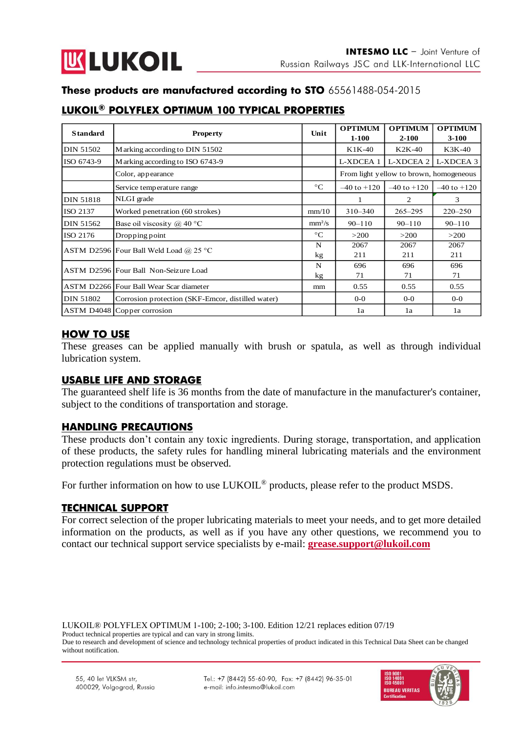**These products are manufactured according to STO** 65561488-054-2015

## LUKOIL® POLYFLEX OPTIMUM 100 TYPICAL PROPERTIES

| Standard | Property | Unit | OPTIMUM 1-100 | OPTIMUM 2-100 | OPTIMUM 3-100 |
|---|---|---|---|---|---|
| DIN 51502 | Marking according to DIN 51502 | | K1K-40 | K2K-40 | K3K-40 |
| ISO 6743-9 | Marking according to ISO 6743-9 | | L-XDCEA 1 | L-XDCEA 2 | L-XDCEA 3 |
| | Color, appearance | | From light yellow to brown, homogeneous | | |
| | Service temperature range | °C | –40 to +120 | –40 to +120 | –40 to +120 |
| DIN 51818 | NLGI grade | | 1 | 2 | 3 |
| ISO 2137 | Worked penetration (60 strokes) | mm/10 | 310–340 | 265–295 | 220–250 |
| DIN 51562 | Base oil viscosity @ 40 °C | mm²/s | 90–110 | 90–110 | 90–110 |
| ISO 2176 | Dropping point | °C | >200 | >200 | >200 |
| ASTM D2596 | Four Ball Weld Load @ 25 °C | N<br>kg | 2067<br>211 | 2067<br>211 | 2067<br>211 |
| ASTM D2596 | Four Ball Non-Seizure Load | N<br>kg | 696<br>71 | 696<br>71 | 696<br>71 |
| ASTM D2266 | Four Ball Wear Scar diameter | mm | 0.55 | 0.55 | 0.55 |
| DIN 51802 | Corrosion protection (SKF-Emcor, distilled water) | | 0-0 | 0-0 | 0-0 |
| ASTM D4048 | Copper corrosion | | 1a | 1a | 1a |

## HOW TO USE

These greases can be applied manually with brush or spatula, as well as through individual lubrication system.

## USABLE LIFE AND STORAGE

The guaranteed shelf life is 36 months from the date of manufacture in the manufacturer's container, subject to the conditions of transportation and storage.

## HANDLING PRECAUTIONS

These products don't contain any toxic ingredients. During storage, transportation, and application of these products, the safety rules for handling mineral lubricating materials and the environment protection regulations must be observed.

For further information on how to use LUKOIL® products, please refer to the product MSDS.

## TECHNICAL SUPPORT

For correct selection of the proper lubricating materials to meet your needs, and to get more detailed information on the products, as well as if you have any other questions, we recommend you to contact our technical support service specialists by e-mail: **grease.support@lukoil.com**

LUKOIL® POLYFLEX OPTIMUM 1-100; 2-100; 3-100. Edition 12/21 replaces edition 07/19
Product technical properties are typical and can vary in strong limits.
Due to research and development of science and technology technical properties of product indicated in this Technical Data Sheet can be changed without notification.